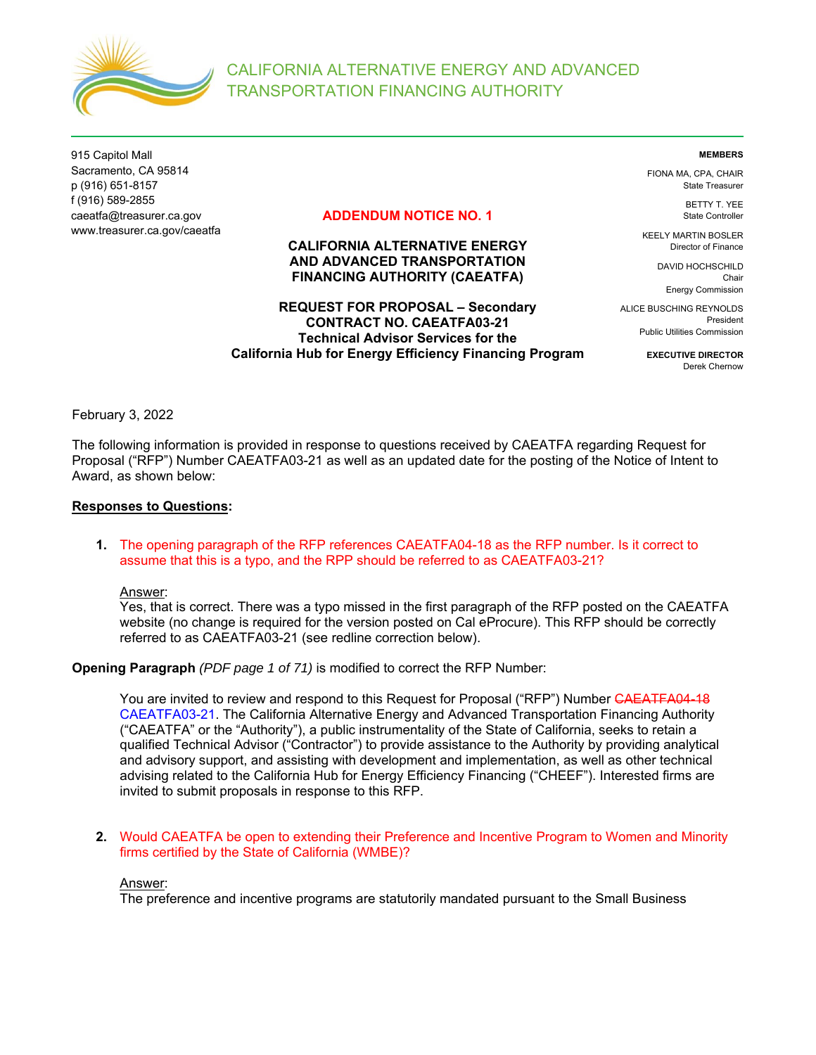# CALIFORNIA ALTERNATIVE ENERGY AND ADVANCED TRANSPORTATION FINANCING AUTHORITY

915 Capitol Mall
Sacramento, CA 95814
p (916) 651-8157
f (916) 589-2855
caeatfa@treasurer.ca.gov
www.treasurer.ca.gov/caeatfa

**MEMBERS**

FIONA MA, CPA, CHAIR
State Treasurer

BETTY T. YEE
State Controller

KEELY MARTIN BOSLER
Director of Finance

DAVID HOCHSCHILD
Chair
Energy Commission

ALICE BUSCHING REYNOLDS
President
Public Utilities Commission

**EXECUTIVE DIRECTOR**
Derek Chernow

## ADDENDUM NOTICE NO. 1

## CALIFORNIA ALTERNATIVE ENERGY AND ADVANCED TRANSPORTATION FINANCING AUTHORITY (CAEATFA)

## REQUEST FOR PROPOSAL – Secondary CONTRACT NO. CAEATFA03-21 Technical Advisor Services for the California Hub for Energy Efficiency Financing Program

February 3, 2022

The following information is provided in response to questions received by CAEATFA regarding Request for Proposal ("RFP") Number CAEATFA03-21 as well as an updated date for the posting of the Notice of Intent to Award, as shown below:

**Responses to Questions:**

1. The opening paragraph of the RFP references CAEATFA04-18 as the RFP number. Is it correct to assume that this is a typo, and the RPP should be referred to as CAEATFA03-21?

   Answer:
   Yes, that is correct. There was a typo missed in the first paragraph of the RFP posted on the CAEATFA website (no change is required for the version posted on Cal eProcure). This RFP should be correctly referred to as CAEATFA03-21 (see redline correction below).

**Opening Paragraph** *(PDF page 1 of 71)* is modified to correct the RFP Number:

> You are invited to review and respond to this Request for Proposal ("RFP") Number ~~CAEATFA04-18~~ CAEATFA03-21. The California Alternative Energy and Advanced Transportation Financing Authority ("CAEATFA" or the "Authority"), a public instrumentality of the State of California, seeks to retain a qualified Technical Advisor ("Contractor") to provide assistance to the Authority by providing analytical and advisory support, and assisting with development and implementation, as well as other technical advising related to the California Hub for Energy Efficiency Financing ("CHEEF"). Interested firms are invited to submit proposals in response to this RFP.

2. Would CAEATFA be open to extending their Preference and Incentive Program to Women and Minority firms certified by the State of California (WMBE)?

   Answer:
   The preference and incentive programs are statutorily mandated pursuant to the Small Business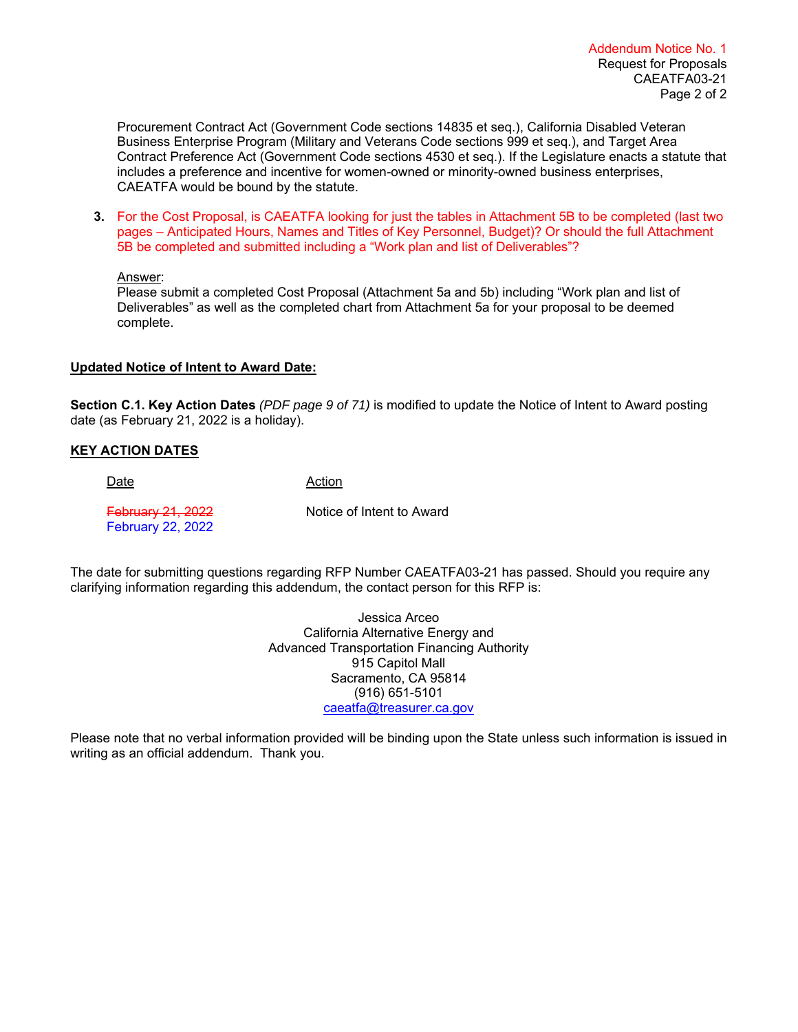Procurement Contract Act (Government Code sections 14835 et seq.), California Disabled Veteran Business Enterprise Program (Military and Veterans Code sections 999 et seq.), and Target Area Contract Preference Act (Government Code sections 4530 et seq.). If the Legislature enacts a statute that includes a preference and incentive for women-owned or minority-owned business enterprises, CAEATFA would be bound by the statute.

3. For the Cost Proposal, is CAEATFA looking for just the tables in Attachment 5B to be completed (last two pages – Anticipated Hours, Names and Titles of Key Personnel, Budget)? Or should the full Attachment 5B be completed and submitted including a "Work plan and list of Deliverables"?

   Answer:
   Please submit a completed Cost Proposal (Attachment 5a and 5b) including "Work plan and list of Deliverables" as well as the completed chart from Attachment 5a for your proposal to be deemed complete.

**Updated Notice of Intent to Award Date:**

**Section C.1. Key Action Dates** *(PDF page 9 of 71)* is modified to update the Notice of Intent to Award posting date (as February 21, 2022 is a holiday).

**KEY ACTION DATES**

| Date | Action |
|---|---|
| ~~February 21, 2022~~<br>February 22, 2022 | Notice of Intent to Award |

The date for submitting questions regarding RFP Number CAEATFA03-21 has passed. Should you require any clarifying information regarding this addendum, the contact person for this RFP is:

Jessica Arceo
California Alternative Energy and
Advanced Transportation Financing Authority
915 Capitol Mall
Sacramento, CA 95814
(916) 651-5101
caeatfa@treasurer.ca.gov

Please note that no verbal information provided will be binding upon the State unless such information is issued in writing as an official addendum. Thank you.